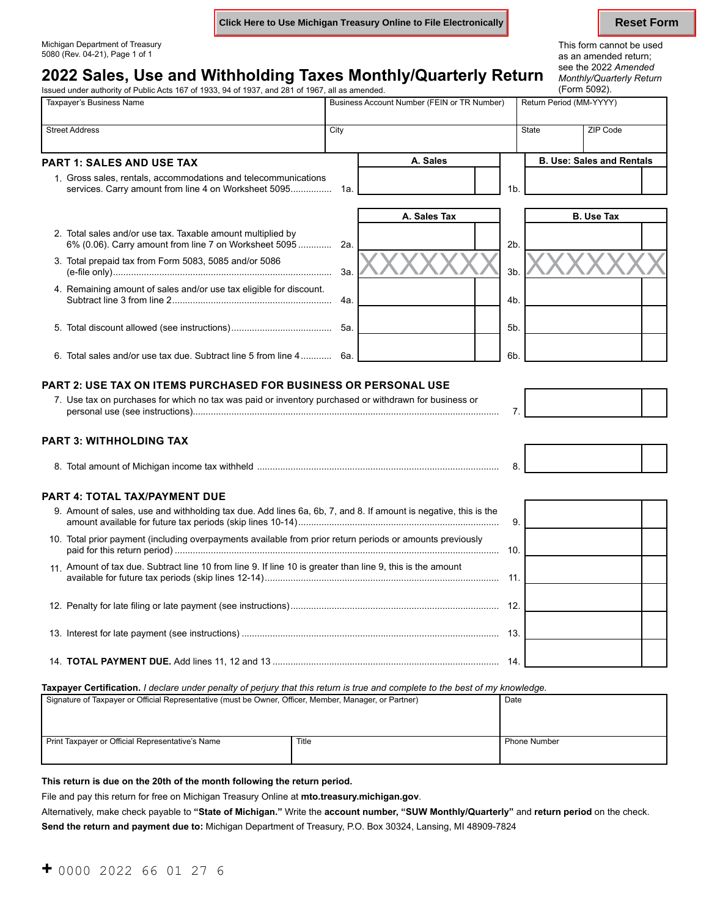Click Here to Use Michigan Treasury Online to File Electronically

Reset Form

Michigan Department of Treasury
5080 (Rev. 04-21), Page 1 of 1

This form cannot be used as an amended return; see the 2022 *Amended Monthly/Quarterly Return* (Form 5092).

# 2022 Sales, Use and Withholding Taxes Monthly/Quarterly Return

Issued under authority of Public Acts 167 of 1933, 94 of 1937, and 281 of 1967, all as amended.

| Taxpayer's Business Name | Business Account Number (FEIN or TR Number) | Return Period (MM-YYYY) | |
|---|---|---|---|
| Street Address | City | State | ZIP Code |

## PART 1: SALES AND USE TAX

| | | A. Sales | | B. Use: Sales and Rentals |
|---|---|---|---|---|
| 1. Gross sales, rentals, accommodations and telecommunications services. Carry amount from line 4 on Worksheet 5095 | 1a. | | 1b. | |

| | | A. Sales Tax | | B. Use Tax |
|---|---|---|---|---|
| 2. Total sales and/or use tax. Taxable amount multiplied by 6% (0.06). Carry amount from line 7 on Worksheet 5095 | 2a. | | 2b. | |
| 3. Total prepaid tax from Form 5083, 5085 and/or 5086 (e-file only) | 3a. | XXXXXXX | 3b. | XXXXXXX |
| 4. Remaining amount of sales and/or use tax eligible for discount. Subtract line 3 from line 2 | 4a. | | 4b. | |
| 5. Total discount allowed (see instructions) | 5a. | | 5b. | |
| 6. Total sales and/or use tax due. Subtract line 5 from line 4 | 6a. | | 6b. | |

## PART 2: USE TAX ON ITEMS PURCHASED FOR BUSINESS OR PERSONAL USE

7. Use tax on purchases for which no tax was paid or inventory purchased or withdrawn for business or personal use (see instructions) ........ 7. ________

## PART 3: WITHHOLDING TAX

8. Total amount of Michigan income tax withheld ........ 8. ________

## PART 4: TOTAL TAX/PAYMENT DUE

9. Amount of sales, use and withholding tax due. Add lines 6a, 6b, 7, and 8. If amount is negative, this is the amount available for future tax periods (skip lines 10-14) ........ 9. ________
10. Total prior payment (including overpayments available from prior return periods or amounts previously paid for this return period) ........ 10. ________
11. Amount of tax due. Subtract line 10 from line 9. If line 10 is greater than line 9, this is the amount available for future tax periods (skip lines 12-14) ........ 11. ________
12. Penalty for late filing or late payment (see instructions) ........ 12. ________
13. Interest for late payment (see instructions) ........ 13. ________
14. **TOTAL PAYMENT DUE.** Add lines 11, 12 and 13 ........ 14. ________

**Taxpayer Certification.** *I declare under penalty of perjury that this return is true and complete to the best of my knowledge.*

| Signature of Taxpayer or Official Representative (must be Owner, Officer, Member, Manager, or Partner) | | Date |
|---|---|---|
| Print Taxpayer or Official Representative's Name | Title | Phone Number |

**This return is due on the 20th of the month following the return period.**

File and pay this return for free on Michigan Treasury Online at **mto.treasury.michigan.gov**.

Alternatively, make check payable to **"State of Michigan."** Write the **account number, "SUW Monthly/Quarterly"** and **return period** on the check.

**Send the return and payment due to:** Michigan Department of Treasury, P.O. Box 30324, Lansing, MI 48909-7824

+ 0000 2022 66 01 27 6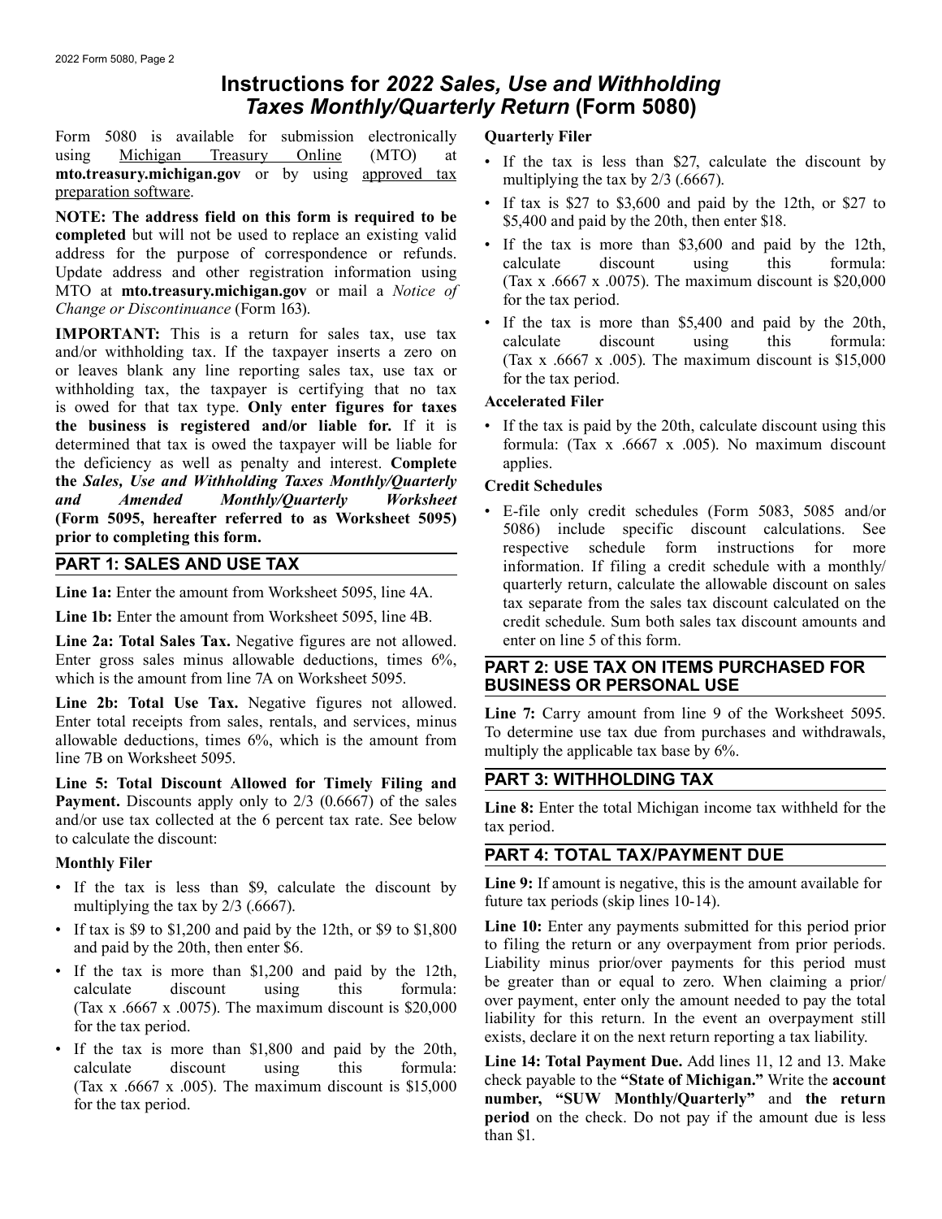# Instructions for *2022 Sales, Use and Withholding Taxes Monthly/Quarterly Return* (Form 5080)

Form 5080 is available for submission electronically using Michigan Treasury Online (MTO) at **mto.treasury.michigan.gov** or by using approved tax preparation software.

**NOTE: The address field on this form is required to be completed** but will not be used to replace an existing valid address for the purpose of correspondence or refunds. Update address and other registration information using MTO at **mto.treasury.michigan.gov** or mail a *Notice of Change or Discontinuance* (Form 163).

**IMPORTANT:** This is a return for sales tax, use tax and/or withholding tax. If the taxpayer inserts a zero on or leaves blank any line reporting sales tax, use tax or withholding tax, the taxpayer is certifying that no tax is owed for that tax type. **Only enter figures for taxes the business is registered and/or liable for.** If it is determined that tax is owed the taxpayer will be liable for the deficiency as well as penalty and interest. **Complete the *Sales, Use and Withholding Taxes Monthly/Quarterly and Amended Monthly/Quarterly Worksheet* (Form 5095, hereafter referred to as Worksheet 5095) prior to completing this form.**

## PART 1: SALES AND USE TAX

**Line 1a:** Enter the amount from Worksheet 5095, line 4A.

**Line 1b:** Enter the amount from Worksheet 5095, line 4B.

**Line 2a: Total Sales Tax.** Negative figures are not allowed. Enter gross sales minus allowable deductions, times 6%, which is the amount from line 7A on Worksheet 5095.

**Line 2b: Total Use Tax.** Negative figures not allowed. Enter total receipts from sales, rentals, and services, minus allowable deductions, times 6%, which is the amount from line 7B on Worksheet 5095.

**Line 5: Total Discount Allowed for Timely Filing and Payment.** Discounts apply only to 2/3 (0.6667) of the sales and/or use tax collected at the 6 percent tax rate. See below to calculate the discount:

**Monthly Filer**

- If the tax is less than $9, calculate the discount by multiplying the tax by 2/3 (.6667).
- If tax is $9 to $1,200 and paid by the 12th, or $9 to $1,800 and paid by the 20th, then enter $6.
- If the tax is more than $1,200 and paid by the 12th, calculate discount using this formula: (Tax x .6667 x .0075). The maximum discount is $20,000 for the tax period.
- If the tax is more than $1,800 and paid by the 20th, calculate discount using this formula: (Tax x .6667 x .005). The maximum discount is $15,000 for the tax period.

**Quarterly Filer**

- If the tax is less than $27, calculate the discount by multiplying the tax by 2/3 (.6667).
- If tax is $27 to $3,600 and paid by the 12th, or $27 to $5,400 and paid by the 20th, then enter $18.
- If the tax is more than $3,600 and paid by the 12th, calculate discount using this formula: (Tax x .6667 x .0075). The maximum discount is $20,000 for the tax period.
- If the tax is more than $5,400 and paid by the 20th, calculate discount using this formula: (Tax x .6667 x .005). The maximum discount is $15,000 for the tax period.

**Accelerated Filer**

- If the tax is paid by the 20th, calculate discount using this formula: (Tax x .6667 x .005). No maximum discount applies.

**Credit Schedules**

- E-file only credit schedules (Form 5083, 5085 and/or 5086) include specific discount calculations. See respective schedule form instructions for more information. If filing a credit schedule with a monthly/quarterly return, calculate the allowable discount on sales tax separate from the sales tax discount calculated on the credit schedule. Sum both sales tax discount amounts and enter on line 5 of this form.

## PART 2: USE TAX ON ITEMS PURCHASED FOR BUSINESS OR PERSONAL USE

**Line 7:** Carry amount from line 9 of the Worksheet 5095. To determine use tax due from purchases and withdrawals, multiply the applicable tax base by 6%.

## PART 3: WITHHOLDING TAX

**Line 8:** Enter the total Michigan income tax withheld for the tax period.

## PART 4: TOTAL TAX/PAYMENT DUE

**Line 9:** If amount is negative, this is the amount available for future tax periods (skip lines 10-14).

**Line 10:** Enter any payments submitted for this period prior to filing the return or any overpayment from prior periods. Liability minus prior/over payments for this period must be greater than or equal to zero. When claiming a prior/over payment, enter only the amount needed to pay the total liability for this return. In the event an overpayment still exists, declare it on the next return reporting a tax liability.

**Line 14: Total Payment Due.** Add lines 11, 12 and 13. Make check payable to the **"State of Michigan."** Write the **account number, "SUW Monthly/Quarterly"** and **the return period** on the check. Do not pay if the amount due is less than $1.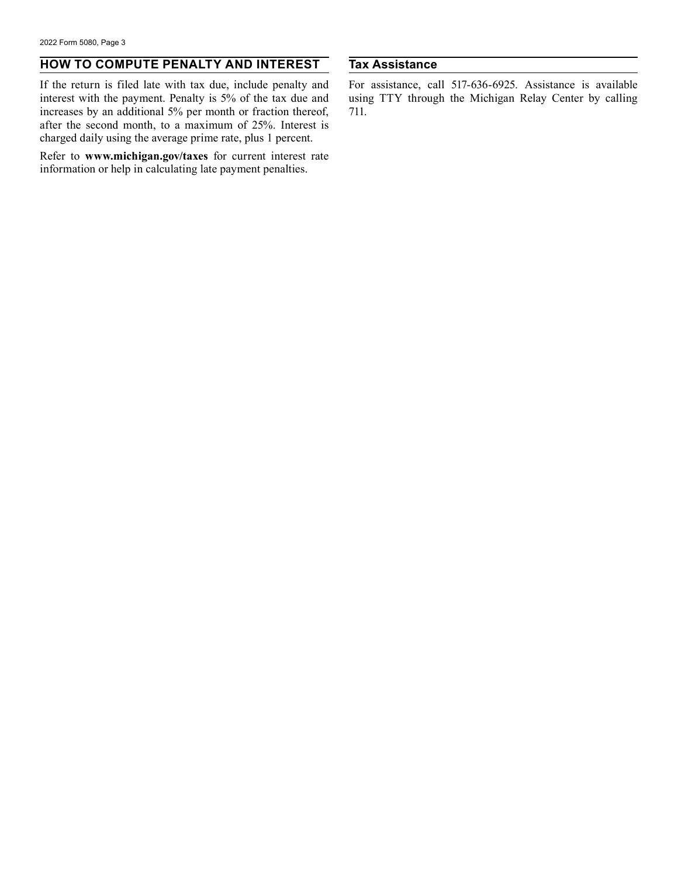## HOW TO COMPUTE PENALTY AND INTEREST

If the return is filed late with tax due, include penalty and interest with the payment. Penalty is 5% of the tax due and increases by an additional 5% per month or fraction thereof, after the second month, to a maximum of 25%. Interest is charged daily using the average prime rate, plus 1 percent.

Refer to **www.michigan.gov/taxes** for current interest rate information or help in calculating late payment penalties.

## Tax Assistance

For assistance, call 517-636-6925. Assistance is available using TTY through the Michigan Relay Center by calling 711.